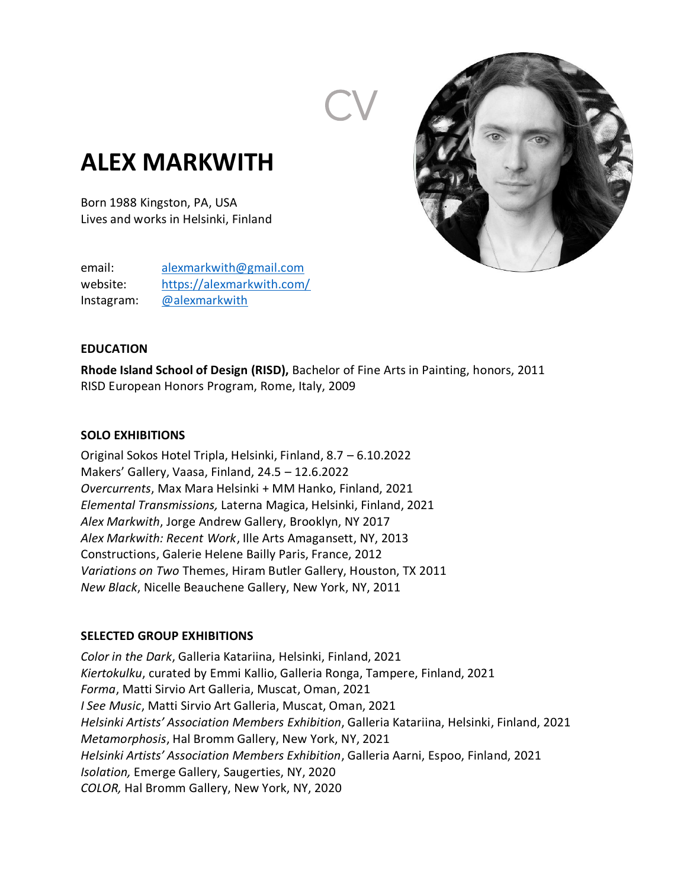CV

# ALEX MARKWITH

Born 1988 Kingston, PA, USA
Lives and works in Helsinki, Finland

email: alexmarkwith@gmail.com
website: https://alexmarkwith.com/
Instagram: @alexmarkwith

## EDUCATION

**Rhode Island School of Design (RISD),** Bachelor of Fine Arts in Painting, honors, 2011
RISD European Honors Program, Rome, Italy, 2009

## SOLO EXHIBITIONS

Original Sokos Hotel Tripla, Helsinki, Finland, 8.7 – 6.10.2022
Makers' Gallery, Vaasa, Finland, 24.5 – 12.6.2022
*Overcurrents*, Max Mara Helsinki + MM Hanko, Finland, 2021
*Elemental Transmissions,* Laterna Magica, Helsinki, Finland, 2021
*Alex Markwith*, Jorge Andrew Gallery, Brooklyn, NY 2017
*Alex Markwith: Recent Work*, Ille Arts Amagansett, NY, 2013
Constructions, Galerie Helene Bailly Paris, France, 2012
*Variations on Two* Themes, Hiram Butler Gallery, Houston, TX 2011
*New Black*, Nicelle Beauchene Gallery, New York, NY, 2011

## SELECTED GROUP EXHIBITIONS

*Color in the Dark*, Galleria Katariina, Helsinki, Finland, 2021
*Kiertokulku*, curated by Emmi Kallio, Galleria Ronga, Tampere, Finland, 2021
*Forma*, Matti Sirvio Art Galleria, Muscat, Oman, 2021
*I See Music*, Matti Sirvio Art Galleria, Muscat, Oman, 2021
*Helsinki Artists' Association Members Exhibition*, Galleria Katariina, Helsinki, Finland, 2021
*Metamorphosis*, Hal Bromm Gallery, New York, NY, 2021
*Helsinki Artists' Association Members Exhibition*, Galleria Aarni, Espoo, Finland, 2021
*Isolation,* Emerge Gallery, Saugerties, NY, 2020
*COLOR,* Hal Bromm Gallery, New York, NY, 2020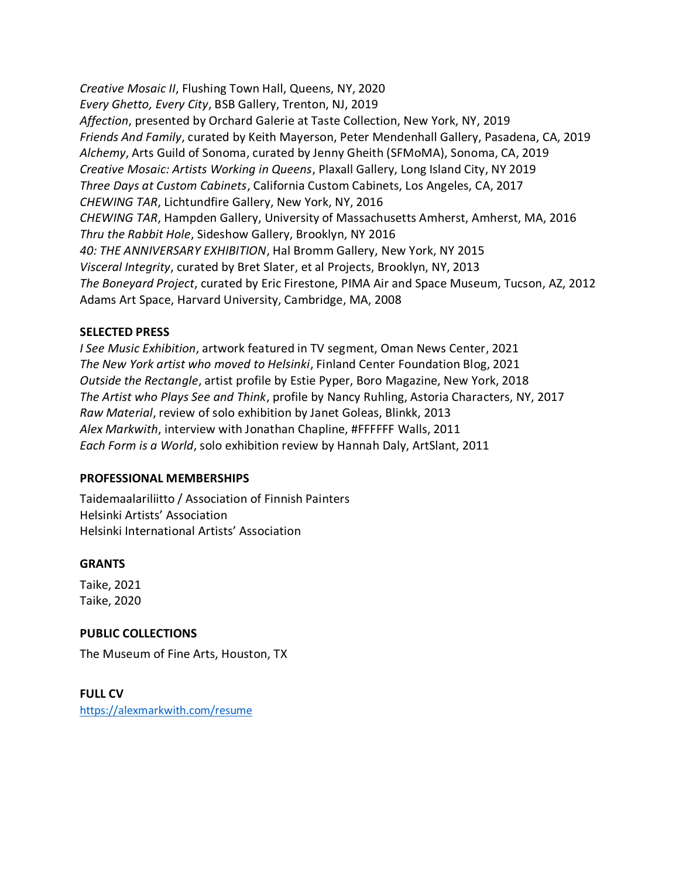*Creative Mosaic II*, Flushing Town Hall, Queens, NY, 2020
*Every Ghetto, Every City*, BSB Gallery, Trenton, NJ, 2019
*Affection*, presented by Orchard Galerie at Taste Collection, New York, NY, 2019
*Friends And Family*, curated by Keith Mayerson, Peter Mendenhall Gallery, Pasadena, CA, 2019
*Alchemy*, Arts Guild of Sonoma, curated by Jenny Gheith (SFMoMA), Sonoma, CA, 2019
*Creative Mosaic: Artists Working in Queens*, Plaxall Gallery, Long Island City, NY 2019
*Three Days at Custom Cabinets*, California Custom Cabinets, Los Angeles, CA, 2017
*CHEWING TAR*, Lichtundfire Gallery, New York, NY, 2016
*CHEWING TAR*, Hampden Gallery, University of Massachusetts Amherst, Amherst, MA, 2016
*Thru the Rabbit Hole*, Sideshow Gallery, Brooklyn, NY 2016
*40: THE ANNIVERSARY EXHIBITION*, Hal Bromm Gallery, New York, NY 2015
*Visceral Integrity*, curated by Bret Slater, et al Projects, Brooklyn, NY, 2013
*The Boneyard Project*, curated by Eric Firestone, PIMA Air and Space Museum, Tucson, AZ, 2012
Adams Art Space, Harvard University, Cambridge, MA, 2008

**SELECTED PRESS**

*I See Music Exhibition*, artwork featured in TV segment, Oman News Center, 2021
*The New York artist who moved to Helsinki*, Finland Center Foundation Blog, 2021
*Outside the Rectangle*, artist profile by Estie Pyper, Boro Magazine, New York, 2018
*The Artist who Plays See and Think*, profile by Nancy Ruhling, Astoria Characters, NY, 2017
*Raw Material*, review of solo exhibition by Janet Goleas, Blinkk, 2013
*Alex Markwith*, interview with Jonathan Chapline, #FFFFFF Walls, 2011
*Each Form is a World*, solo exhibition review by Hannah Daly, ArtSlant, 2011

**PROFESSIONAL MEMBERSHIPS**

Taidemaalariliitto / Association of Finnish Painters
Helsinki Artists' Association
Helsinki International Artists' Association

**GRANTS**

Taike, 2021
Taike, 2020

**PUBLIC COLLECTIONS**

The Museum of Fine Arts, Houston, TX

**FULL CV**

https://alexmarkwith.com/resume